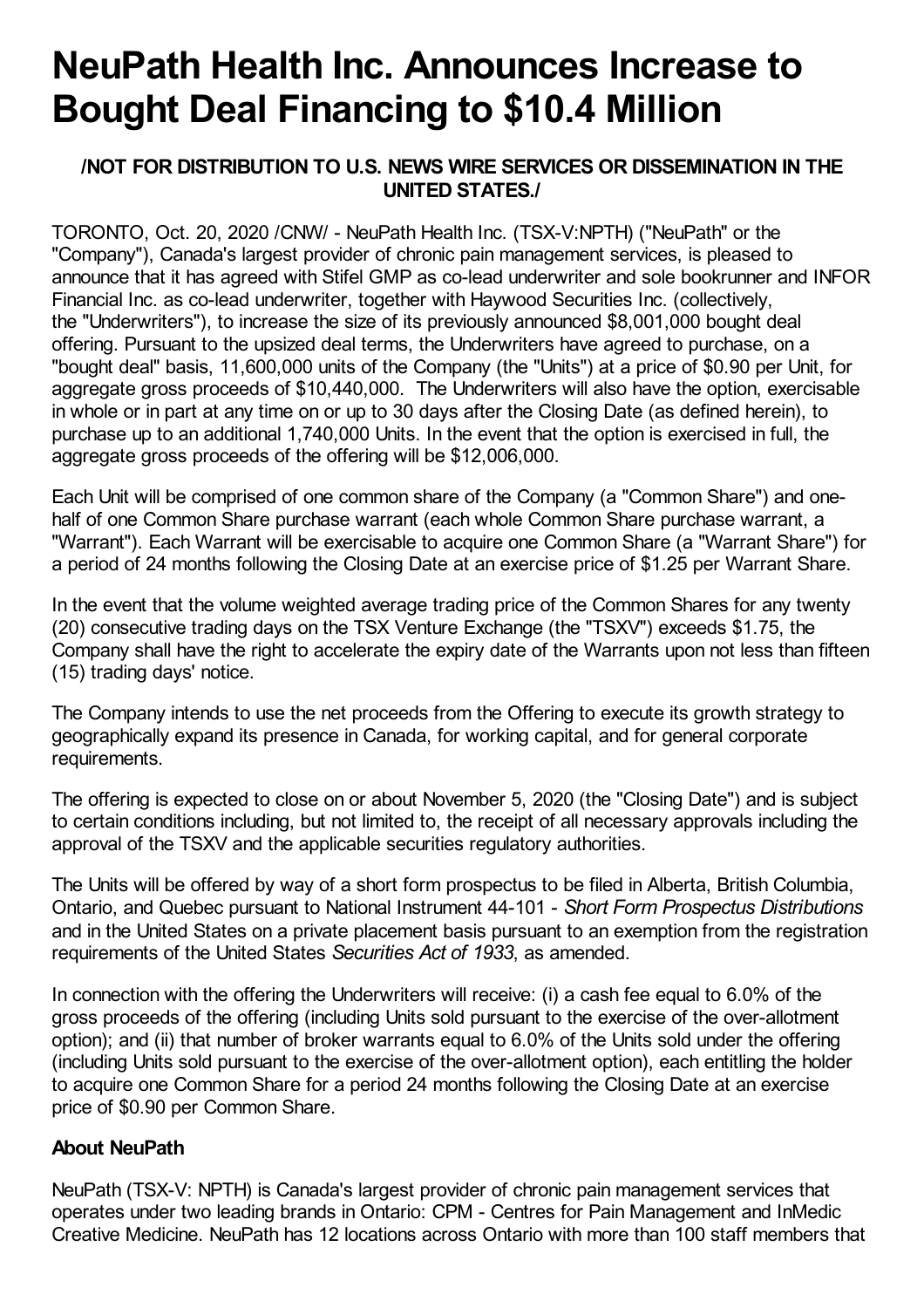# NeuPath Health Inc. Announces Increase to Bought Deal Financing to $10.4 Million

**/NOT FOR DISTRIBUTION TO U.S. NEWS WIRE SERVICES OR DISSEMINATION IN THE UNITED STATES./**

TORONTO, Oct. 20, 2020 /CNW/ - NeuPath Health Inc. (TSX-V:NPTH) ("NeuPath" or the "Company"), Canada's largest provider of chronic pain management services, is pleased to announce that it has agreed with Stifel GMP as co-lead underwriter and sole bookrunner and INFOR Financial Inc. as co-lead underwriter, together with Haywood Securities Inc. (collectively, the "Underwriters"), to increase the size of its previously announced $8,001,000 bought deal offering. Pursuant to the upsized deal terms, the Underwriters have agreed to purchase, on a "bought deal" basis, 11,600,000 units of the Company (the "Units") at a price of $0.90 per Unit, for aggregate gross proceeds of $10,440,000. The Underwriters will also have the option, exercisable in whole or in part at any time on or up to 30 days after the Closing Date (as defined herein), to purchase up to an additional 1,740,000 Units. In the event that the option is exercised in full, the aggregate gross proceeds of the offering will be $12,006,000.

Each Unit will be comprised of one common share of the Company (a "Common Share") and one-half of one Common Share purchase warrant (each whole Common Share purchase warrant, a "Warrant"). Each Warrant will be exercisable to acquire one Common Share (a "Warrant Share") for a period of 24 months following the Closing Date at an exercise price of $1.25 per Warrant Share.

In the event that the volume weighted average trading price of the Common Shares for any twenty (20) consecutive trading days on the TSX Venture Exchange (the "TSXV") exceeds $1.75, the Company shall have the right to accelerate the expiry date of the Warrants upon not less than fifteen (15) trading days' notice.

The Company intends to use the net proceeds from the Offering to execute its growth strategy to geographically expand its presence in Canada, for working capital, and for general corporate requirements.

The offering is expected to close on or about November 5, 2020 (the "Closing Date") and is subject to certain conditions including, but not limited to, the receipt of all necessary approvals including the approval of the TSXV and the applicable securities regulatory authorities.

The Units will be offered by way of a short form prospectus to be filed in Alberta, British Columbia, Ontario, and Quebec pursuant to National Instrument 44-101 - *Short Form Prospectus Distributions* and in the United States on a private placement basis pursuant to an exemption from the registration requirements of the United States *Securities Act of 1933*, as amended.

In connection with the offering the Underwriters will receive: (i) a cash fee equal to 6.0% of the gross proceeds of the offering (including Units sold pursuant to the exercise of the over-allotment option); and (ii) that number of broker warrants equal to 6.0% of the Units sold under the offering (including Units sold pursuant to the exercise of the over-allotment option), each entitling the holder to acquire one Common Share for a period 24 months following the Closing Date at an exercise price of $0.90 per Common Share.

**About NeuPath**

NeuPath (TSX-V: NPTH) is Canada's largest provider of chronic pain management services that operates under two leading brands in Ontario: CPM - Centres for Pain Management and InMedic Creative Medicine. NeuPath has 12 locations across Ontario with more than 100 staff members that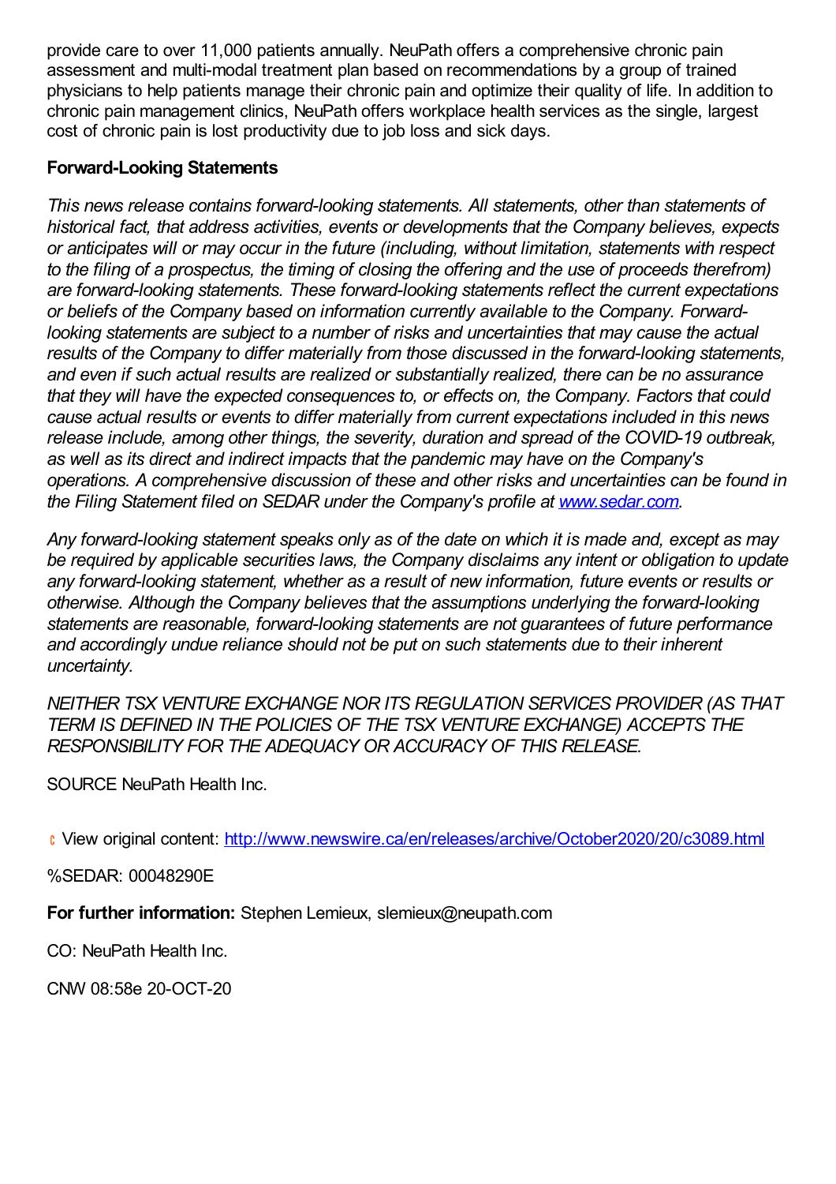provide care to over 11,000 patients annually. NeuPath offers a comprehensive chronic pain assessment and multi-modal treatment plan based on recommendations by a group of trained physicians to help patients manage their chronic pain and optimize their quality of life. In addition to chronic pain management clinics, NeuPath offers workplace health services as the single, largest cost of chronic pain is lost productivity due to job loss and sick days.

**Forward-Looking Statements**

*This news release contains forward-looking statements. All statements, other than statements of historical fact, that address activities, events or developments that the Company believes, expects or anticipates will or may occur in the future (including, without limitation, statements with respect to the filing of a prospectus, the timing of closing the offering and the use of proceeds therefrom) are forward-looking statements. These forward-looking statements reflect the current expectations or beliefs of the Company based on information currently available to the Company. Forward-looking statements are subject to a number of risks and uncertainties that may cause the actual results of the Company to differ materially from those discussed in the forward-looking statements, and even if such actual results are realized or substantially realized, there can be no assurance that they will have the expected consequences to, or effects on, the Company. Factors that could cause actual results or events to differ materially from current expectations included in this news release include, among other things, the severity, duration and spread of the COVID-19 outbreak, as well as its direct and indirect impacts that the pandemic may have on the Company's operations. A comprehensive discussion of these and other risks and uncertainties can be found in the Filing Statement filed on SEDAR under the Company's profile at [www.sedar.com](http://www.sedar.com).*

*Any forward-looking statement speaks only as of the date on which it is made and, except as may be required by applicable securities laws, the Company disclaims any intent or obligation to update any forward-looking statement, whether as a result of new information, future events or results or otherwise. Although the Company believes that the assumptions underlying the forward-looking statements are reasonable, forward-looking statements are not guarantees of future performance and accordingly undue reliance should not be put on such statements due to their inherent uncertainty.*

*NEITHER TSX VENTURE EXCHANGE NOR ITS REGULATION SERVICES PROVIDER (AS THAT TERM IS DEFINED IN THE POLICIES OF THE TSX VENTURE EXCHANGE) ACCEPTS THE RESPONSIBILITY FOR THE ADEQUACY OR ACCURACY OF THIS RELEASE.*

SOURCE NeuPath Health Inc.

View original content: [http://www.newswire.ca/en/releases/archive/October2020/20/c3089.html](http://www.newswire.ca/en/releases/archive/October2020/20/c3089.html)

%SEDAR: 00048290E

**For further information:** Stephen Lemieux, slemieux@neupath.com

CO: NeuPath Health Inc.

CNW 08:58e 20-OCT-20